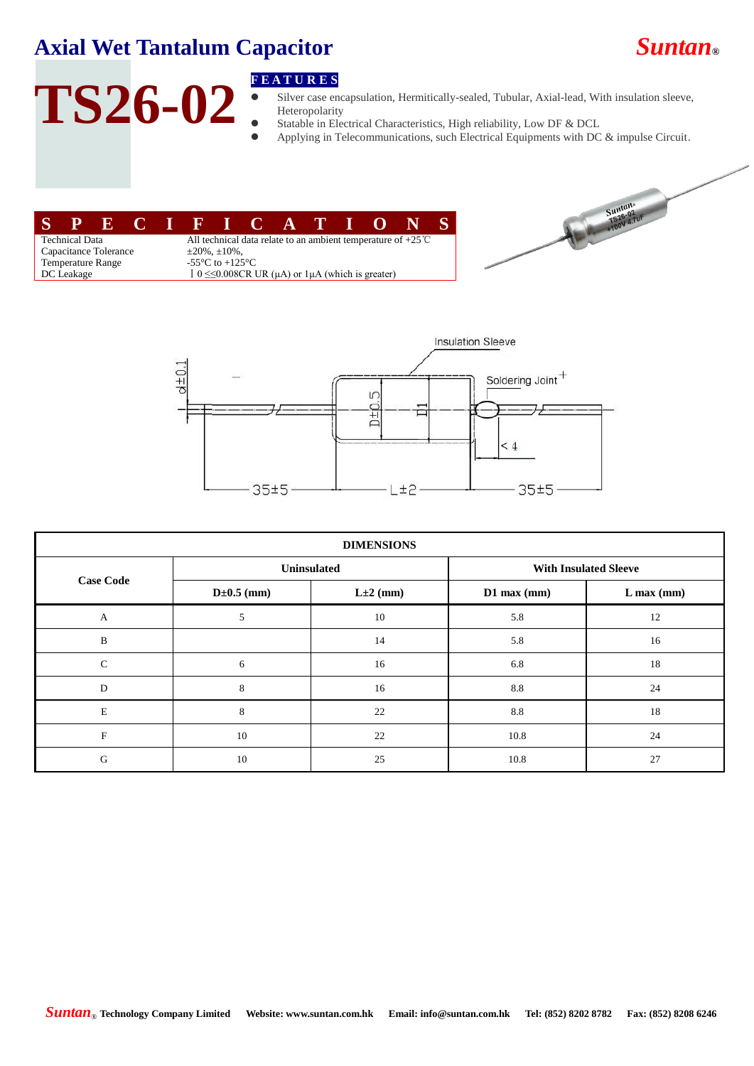# Axial Wet Tantalum Capacitor

*Suntan*®

# TS26-02

**FEATURES**

- Silver case encapsulation, Hermitically-sealed, Tubular, Axial-lead, With insulation sleeve, Heteropolarity
- Statable in Electrical Characteristics, High reliability, Low DF & DCL
- Applying in Telecommunications, such Electrical Equipments with DC & impulse Circuit.

## SPECIFICATIONS

| | |
|---|---|
| Technical Data | All technical data relate to an ambient temperature of +25℃ |
| Capacitance Tolerance | ±20%, ±10%, |
| Temperature Range | -55°C to +125°C |
| DC Leakage | I 0 ≤≤0.008CR UR (μA) or 1μA (which is greater) |

Insulation Sleeve

Soldering Joint +

d±0.1 D±0.5 D1 < 4

35±5 L±2 35±5

| DIMENSIONS | | | | |
|---|---|---|---|---|
| Case Code | Uninsulated | | With Insulated Sleeve | |
| | D±0.5 (mm) | L±2 (mm) | D1 max (mm) | L max (mm) |
| A | 5 | 10 | 5.8 | 12 |
| B | | 14 | 5.8 | 16 |
| C | 6 | 16 | 6.8 | 18 |
| D | 8 | 16 | 8.8 | 24 |
| E | 8 | 22 | 8.8 | 18 |
| F | 10 | 22 | 10.8 | 24 |
| G | 10 | 25 | 10.8 | 27 |

*Suntan*® **Technology Company Limited** **Website: www.suntan.com.hk** **Email: info@suntan.com.hk** **Tel: (852) 8202 8782** **Fax: (852) 8208 6246**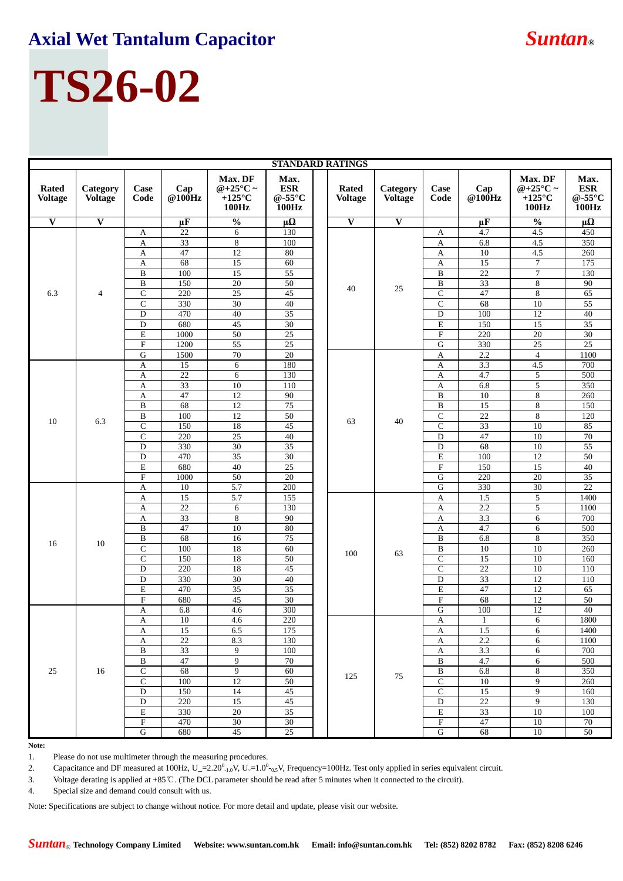# Axial Wet Tantalum Capacitor

Suntan®

# TS26-02

**STANDARD RATINGS**

| Rated Voltage | Category Voltage | Case Code | Cap @100Hz | Max. DF @+25°C ~ +125°C 100Hz | Max. ESR @-55°C 100Hz | | Rated Voltage | Category Voltage | Case Code | Cap @100Hz | Max. DF @+25°C ~ +125°C 100Hz | Max. ESR @-55°C 100Hz |
|---|---|---|---|---|---|---|---|---|---|---|---|---|
| V | V | | μF | % | μΩ | | V | V | | μF | % | μΩ |
| 6.3 | 4 | A | 22 | 6 | 130 | | 40 | 25 | A | 4.7 | 4.5 | 450 |
| | | A | 33 | 8 | 100 | | | | A | 6.8 | 4.5 | 350 |
| | | A | 47 | 12 | 80 | | | | A | 10 | 4.5 | 260 |
| | | A | 68 | 15 | 60 | | | | A | 15 | 7 | 175 |
| | | B | 100 | 15 | 55 | | | | B | 22 | 7 | 130 |
| | | B | 150 | 20 | 50 | | | | B | 33 | 8 | 90 |
| | | C | 220 | 25 | 45 | | | | C | 47 | 8 | 65 |
| | | C | 330 | 30 | 40 | | | | C | 68 | 10 | 55 |
| | | D | 470 | 40 | 35 | | | | D | 100 | 12 | 40 |
| | | D | 680 | 45 | 30 | | | | E | 150 | 15 | 35 |
| | | E | 1000 | 50 | 25 | | | | F | 220 | 20 | 30 |
| | | F | 1200 | 55 | 25 | | | | G | 330 | 25 | 25 |
| | | G | 1500 | 70 | 20 | | 63 | 40 | A | 2.2 | 4 | 1100 |
| 10 | 6.3 | A | 15 | 6 | 180 | | | | A | 3.3 | 4.5 | 700 |
| | | A | 22 | 6 | 130 | | | | A | 4.7 | 5 | 500 |
| | | A | 33 | 10 | 110 | | | | A | 6.8 | 5 | 350 |
| | | A | 47 | 12 | 90 | | | | B | 10 | 8 | 260 |
| | | B | 68 | 12 | 75 | | | | B | 15 | 8 | 150 |
| | | B | 100 | 12 | 50 | | | | C | 22 | 8 | 120 |
| | | C | 150 | 18 | 45 | | | | C | 33 | 10 | 85 |
| | | C | 220 | 25 | 40 | | | | D | 47 | 10 | 70 |
| | | D | 330 | 30 | 35 | | | | D | 68 | 10 | 55 |
| | | D | 470 | 35 | 30 | | | | E | 100 | 12 | 50 |
| | | E | 680 | 40 | 25 | | | | F | 150 | 15 | 40 |
| | | F | 1000 | 50 | 20 | | | | G | 220 | 20 | 35 |
| 16 | 10 | A | 10 | 5.7 | 200 | | | | G | 330 | 30 | 22 |
| | | A | 15 | 5.7 | 155 | | 100 | 63 | A | 1.5 | 5 | 1400 |
| | | A | 22 | 6 | 130 | | | | A | 2.2 | 5 | 1100 |
| | | A | 33 | 8 | 90 | | | | A | 3.3 | 6 | 700 |
| | | B | 47 | 10 | 80 | | | | A | 4.7 | 6 | 500 |
| | | B | 68 | 16 | 75 | | | | B | 6.8 | 8 | 350 |
| | | C | 100 | 18 | 60 | | | | B | 10 | 10 | 260 |
| | | C | 150 | 18 | 50 | | | | C | 15 | 10 | 160 |
| | | D | 220 | 18 | 45 | | | | C | 22 | 10 | 110 |
| | | D | 330 | 30 | 40 | | | | D | 33 | 12 | 110 |
| | | E | 470 | 35 | 35 | | | | E | 47 | 12 | 65 |
| | | F | 680 | 45 | 30 | | | | F | 68 | 12 | 50 |
| 25 | 16 | A | 6.8 | 4.6 | 300 | | | | G | 100 | 12 | 40 |
| | | A | 10 | 4.6 | 220 | | 125 | 75 | A | 1 | 6 | 1800 |
| | | A | 15 | 6.5 | 175 | | | | A | 1.5 | 6 | 1400 |
| | | A | 22 | 8.3 | 130 | | | | A | 2.2 | 6 | 1100 |
| | | B | 33 | 9 | 100 | | | | A | 3.3 | 6 | 700 |
| | | B | 47 | 9 | 70 | | | | B | 4.7 | 6 | 500 |
| | | C | 68 | 9 | 60 | | | | B | 6.8 | 8 | 350 |
| | | C | 100 | 12 | 50 | | | | C | 10 | 9 | 260 |
| | | D | 150 | 14 | 45 | | | | C | 15 | 9 | 160 |
| | | D | 220 | 15 | 45 | | | | D | 22 | 9 | 130 |
| | | E | 330 | 20 | 35 | | | | E | 33 | 10 | 100 |
| | | F | 470 | 30 | 30 | | | | F | 47 | 10 | 70 |
| | | G | 680 | 45 | 25 | | | | G | 68 | 10 | 50 |

**Note:**

1. Please do not use multimeter through the measuring procedures.
2. Capacitance and DF measured at 100Hz, $U\_=2.20^{0}_{-1.0}$V, $U_{\sim}=1.0^{0}_{-0.5}$V, Frequency=100Hz. Test only applied in series equivalent circuit.
3. Voltage derating is applied at +85℃. (The DCL parameter should be read after 5 minutes when it connected to the circuit).
4. Special size and demand could consult with us.

Note: Specifications are subject to change without notice. For more detail and update, please visit our website.

Suntan® Technology Company Limited Website: www.suntan.com.hk Email: info@suntan.com.hk Tel: (852) 8202 8782 Fax: (852) 8208 6246